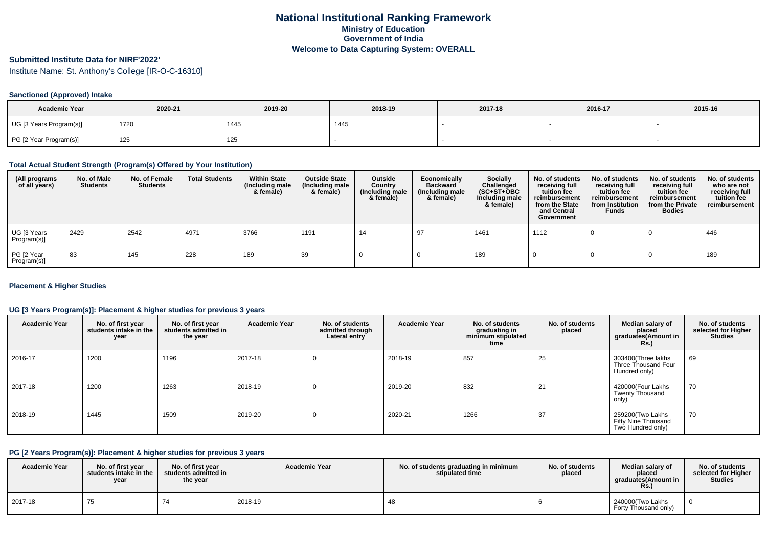# National Institutional Ranking Framework
## Ministry of Education
## Government of India
## Welcome to Data Capturing System: OVERALL

**Submitted Institute Data for NIRF'2022'**

Institute Name: St. Anthony's College [IR-O-C-16310]

### Sanctioned (Approved) Intake

| Academic Year | 2020-21 | 2019-20 | 2018-19 | 2017-18 | 2016-17 | 2015-16 |
|---|---|---|---|---|---|---|
| UG [3 Years Program(s)] | 1720 | 1445 | 1445 | - | - | - |
| PG [2 Year Program(s)] | 125 | 125 | - | - | - | - |

### Total Actual Student Strength (Program(s) Offered by Your Institution)

| (All programs of all years) | No. of Male Students | No. of Female Students | Total Students | Within State (Including male & female) | Outside State (Including male & female) | Outside Country (Including male & female) | Economically Backward (Including male & female) | Socially Challenged (SC+ST+OBC Including male & female) | No. of students receiving full tuition fee reimbursement from the State and Central Government | No. of students receiving full tuition fee reimbursement from Institution Funds | No. of students receiving full tuition fee reimbursement from the Private Bodies | No. of students who are not receiving full tuition fee reimbursement |
|---|---|---|---|---|---|---|---|---|---|---|---|---|
| UG [3 Years Program(s)] | 2429 | 2542 | 4971 | 3766 | 1191 | 14 | 97 | 1461 | 1112 | 0 | 0 | 446 |
| PG [2 Year Program(s)] | 83 | 145 | 228 | 189 | 39 | 0 | 0 | 189 | 0 | 0 | 0 | 189 |

### Placement & Higher Studies

#### UG [3 Years Program(s)]: Placement & higher studies for previous 3 years

| Academic Year | No. of first year students intake in the year | No. of first year students admitted in the year | Academic Year | No. of students admitted through Lateral entry | Academic Year | No. of students graduating in minimum stipulated time | No. of students placed | Median salary of placed graduates(Amount in Rs.) | No. of students selected for Higher Studies |
|---|---|---|---|---|---|---|---|---|---|
| 2016-17 | 1200 | 1196 | 2017-18 | 0 | 2018-19 | 857 | 25 | 303400(Three lakhs Three Thousand Four Hundred only) | 69 |
| 2017-18 | 1200 | 1263 | 2018-19 | 0 | 2019-20 | 832 | 21 | 420000(Four Lakhs Twenty Thousand only) | 70 |
| 2018-19 | 1445 | 1509 | 2019-20 | 0 | 2020-21 | 1266 | 37 | 259200(Two Lakhs Fifty Nine Thousand Two Hundred only) | 70 |

#### PG [2 Years Program(s)]: Placement & higher studies for previous 3 years

| Academic Year | No. of first year students intake in the year | No. of first year students admitted in the year | Academic Year | No. of students graduating in minimum stipulated time | No. of students placed | Median salary of placed graduates(Amount in Rs.) | No. of students selected for Higher Studies |
|---|---|---|---|---|---|---|---|
| 2017-18 | 75 | 74 | 2018-19 | 48 | 6 | 240000(Two Lakhs Forty Thousand only) | 0 |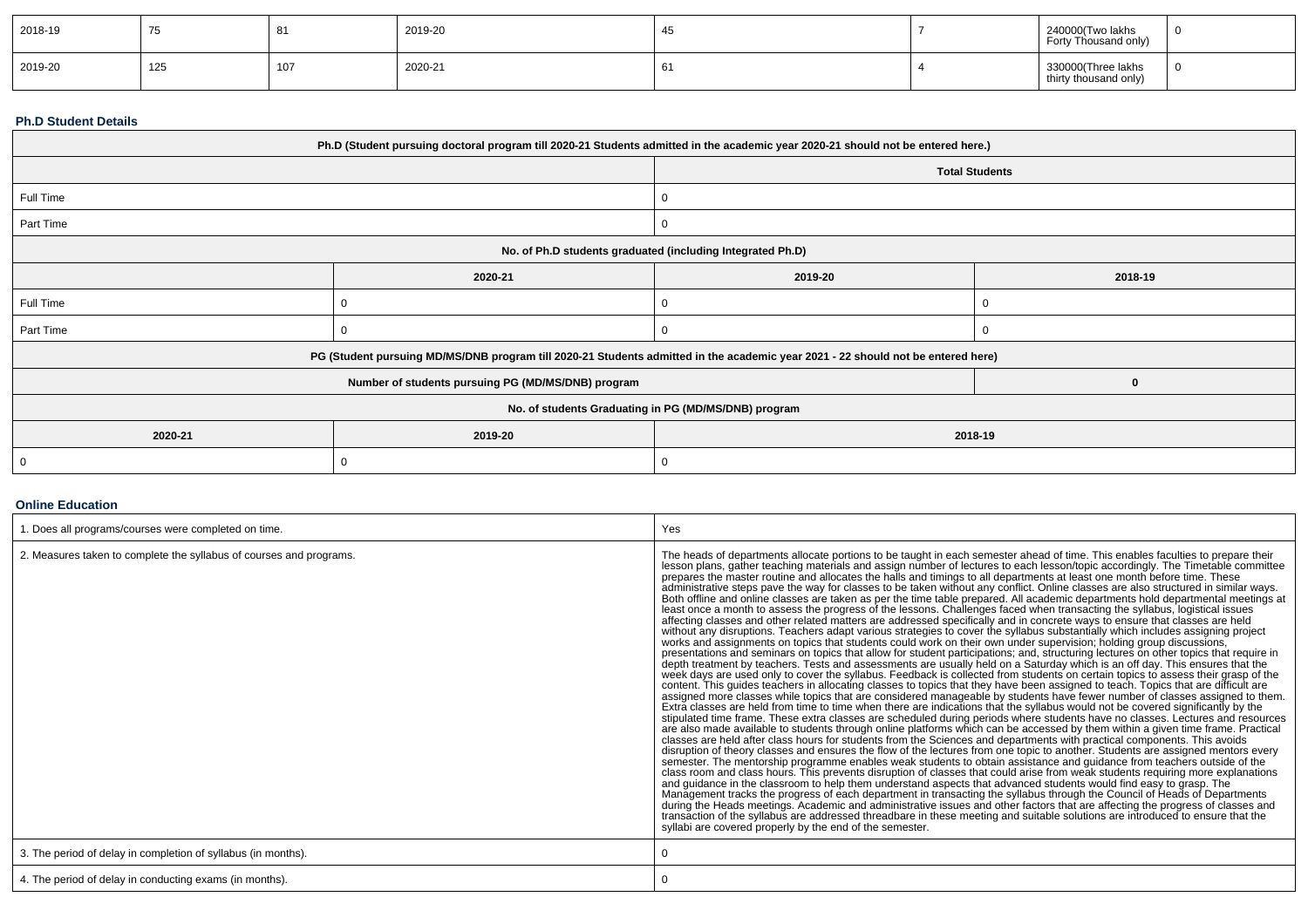| 2018-19 | 75 | 81 | 2019-20 | 45 | 7 | 240000(Two lakhs Forty Thousand only) | 0 |
|---|---|---|---|---|---|---|---|
| 2019-20 | 125 | 107 | 2020-21 | 61 | 4 | 330000(Three lakhs thirty thousand only) | 0 |

### Ph.D Student Details

| Ph.D (Student pursuing doctoral program till 2020-21 Students admitted in the academic year 2020-21 should not be entered here.) | | | |
|---|---|---|---|
| | | Total Students | |
| Full Time | | 0 | |
| Part Time | | 0 | |
| No. of Ph.D students graduated (including Integrated Ph.D) | | | |
| | 2020-21 | 2019-20 | 2018-19 |
| Full Time | 0 | 0 | 0 |
| Part Time | 0 | 0 | 0 |
| PG (Student pursuing MD/MS/DNB program till 2020-21 Students admitted in the academic year 2021 - 22 should not be entered here) | | | |
| Number of students pursuing PG (MD/MS/DNB) program | | | 0 |
| No. of students Graduating in PG (MD/MS/DNB) program | | | |
| 2020-21 | 2019-20 | 2018-19 | |
| 0 | 0 | 0 | |

### Online Education

| | |
|---|---|
| 1. Does all programs/courses were completed on time. | Yes |
| 2. Measures taken to complete the syllabus of courses and programs. | The heads of departments allocate portions to be taught in each semester ahead of time. This enables faculties to prepare their lesson plans, gather teaching materials and assign number of lectures to each lesson/topic accordingly. The Timetable committee prepares the master routine and allocates the halls and timings to all departments at least one month before time. These administrative steps pave the way for classes to be taken without any conflict. Online classes are also structured in similar ways. Both offline and online classes are taken as per the time table prepared. All academic departments hold departmental meetings at least once a month to assess the progress of the lessons. Challenges faced when transacting the syllabus, logistical issues affecting classes and other related matters are addressed specifically and in concrete ways to ensure that classes are held without any disruptions. Teachers adapt various strategies to cover the syllabus substantially which includes assigning project works and assignments on topics that students could work on their own under supervision; holding group discussions, presentations and seminars on topics that allow for student participations; and, structuring lectures on other topics that require in depth treatment by teachers. Tests and assessments are usually held on a Saturday which is an off day. This ensures that the week days are used only to cover the syllabus. Feedback is collected from students on certain topics to assess their grasp of the content. This guides teachers in allocating classes to topics that they have been assigned to teach. Topics that are difficult are assigned more classes while topics that are considered manageable by students have fewer number of classes assigned to them. Extra classes are held from time to time when there are indications that the syllabus would not be covered significantly by the stipulated time frame. These extra classes are scheduled during periods where students have no classes. Lectures and resources are also made available to students through online platforms which can be accessed by them within a given time frame. Practical classes are held after class hours for students from the Sciences and departments with practical components. This avoids disruption of theory classes and ensures the flow of the lectures from one topic to another. Students are assigned mentors every semester. The mentorship programme enables weak students to obtain assistance and guidance from teachers outside of the class room and class hours. This prevents disruption of classes that could arise from weak students requiring more explanations and guidance in the classroom to help them understand aspects that advanced students would find easy to grasp. The Management tracks the progress of each department in transacting the syllabus through the Council of Heads of Departments during the Heads meetings. Academic and administrative issues and other factors that are affecting the progress of classes and transaction of the syllabus are addressed threadbare in these meeting and suitable solutions are introduced to ensure that the syllabi are covered properly by the end of the semester. |
| 3. The period of delay in completion of syllabus (in months). | 0 |
| 4. The period of delay in conducting exams (in months). | 0 |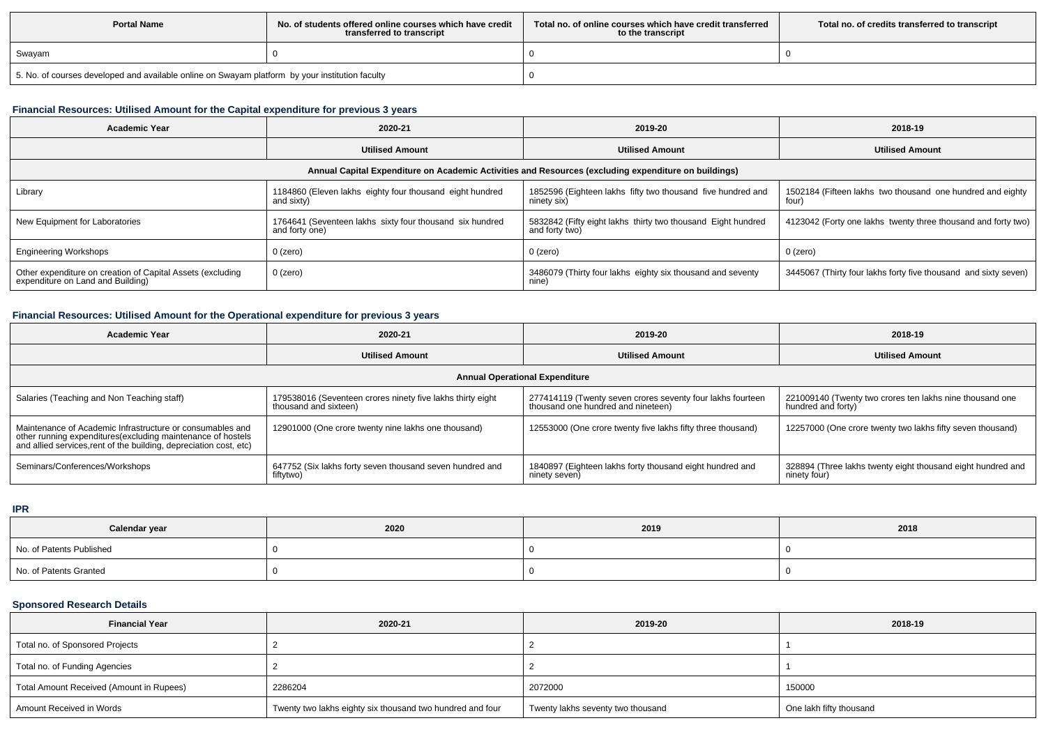| Portal Name | No. of students offered online courses which have credit transferred to transcript | Total no. of online courses which have credit transferred to the transcript | Total no. of credits transferred to transcript |
| --- | --- | --- | --- |
| Swayam | 0 | 0 | 0 |
| 5. No. of courses developed and available online on Swayam platform by your institution faculty | | 0 | |

### Financial Resources: Utilised Amount for the Capital expenditure for previous 3 years

| Academic Year | 2020-21 | 2019-20 | 2018-19 |
| --- | --- | --- | --- |
| | Utilised Amount | Utilised Amount | Utilised Amount |
| Annual Capital Expenditure on Academic Activities and Resources (excluding expenditure on buildings) | | | |
| Library | 1184860 (Eleven lakhs eighty four thousand eight hundred and sixty) | 1852596 (Eighteen lakhs fifty two thousand five hundred and ninety six) | 1502184 (Fifteen lakhs two thousand one hundred and eighty four) |
| New Equipment for Laboratories | 1764641 (Seventeen lakhs sixty four thousand six hundred and forty one) | 5832842 (Fifty eight lakhs thirty two thousand Eight hundred and forty two) | 4123042 (Forty one lakhs twenty three thousand and forty two) |
| Engineering Workshops | 0 (zero) | 0 (zero) | 0 (zero) |
| Other expenditure on creation of Capital Assets (excluding expenditure on Land and Building) | 0 (zero) | 3486079 (Thirty four lakhs eighty six thousand and seventy nine) | 3445067 (Thirty four lakhs forty five thousand and sixty seven) |

### Financial Resources: Utilised Amount for the Operational expenditure for previous 3 years

| Academic Year | 2020-21 | 2019-20 | 2018-19 |
| --- | --- | --- | --- |
| | Utilised Amount | Utilised Amount | Utilised Amount |
| Annual Operational Expenditure | | | |
| Salaries (Teaching and Non Teaching staff) | 179538016 (Seventeen crores ninety five lakhs thirty eight thousand and sixteen) | 277414119 (Twenty seven crores seventy four lakhs fourteen thousand one hundred and nineteen) | 221009140 (Twenty two crores ten lakhs nine thousand one hundred and forty) |
| Maintenance of Academic Infrastructure or consumables and other running expenditures(excluding maintenance of hostels and allied services,rent of the building, depreciation cost, etc) | 12901000 (One crore twenty nine lakhs one thousand) | 12553000 (One crore twenty five lakhs fifty three thousand) | 12257000 (One crore twenty two lakhs fifty seven thousand) |
| Seminars/Conferences/Workshops | 647752 (Six lakhs forty seven thousand seven hundred and fiftytwo) | 1840897 (Eighteen lakhs forty thousand eight hundred and ninety seven) | 328894 (Three lakhs twenty eight thousand eight hundred and ninety four) |

### IPR

| Calendar year | 2020 | 2019 | 2018 |
| --- | --- | --- | --- |
| No. of Patents Published | 0 | 0 | 0 |
| No. of Patents Granted | 0 | 0 | 0 |

### Sponsored Research Details

| Financial Year | 2020-21 | 2019-20 | 2018-19 |
| --- | --- | --- | --- |
| Total no. of Sponsored Projects | 2 | 2 | 1 |
| Total no. of Funding Agencies | 2 | 2 | 1 |
| Total Amount Received (Amount in Rupees) | 2286204 | 2072000 | 150000 |
| Amount Received in Words | Twenty two lakhs eighty six thousand two hundred and four | Twenty lakhs seventy two thousand | One lakh fifty thousand |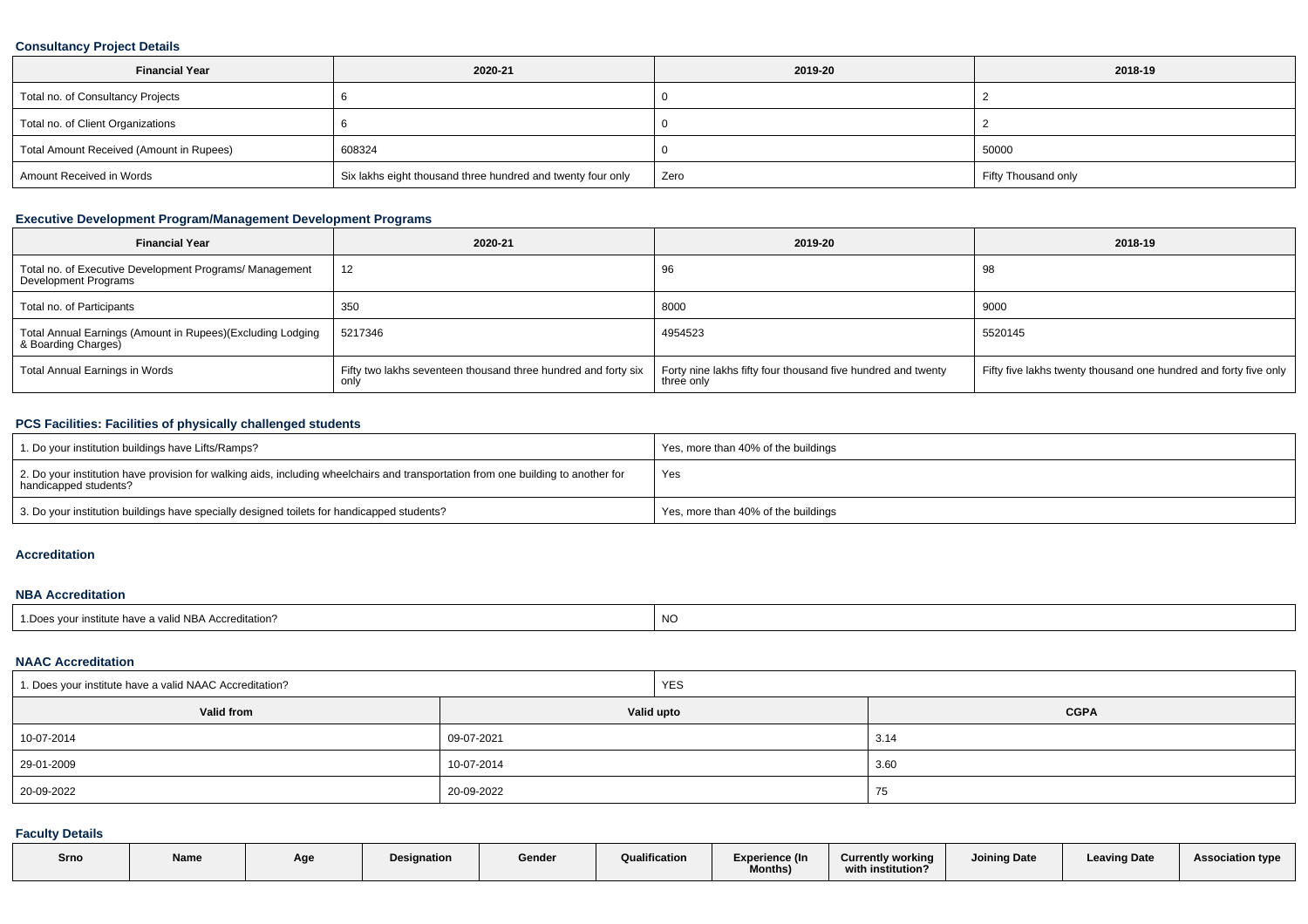### Consultancy Project Details

| Financial Year | 2020-21 | 2019-20 | 2018-19 |
|---|---|---|---|
| Total no. of Consultancy Projects | 6 | 0 | 2 |
| Total no. of Client Organizations | 6 | 0 | 2 |
| Total Amount Received (Amount in Rupees) | 608324 | 0 | 50000 |
| Amount Received in Words | Six lakhs eight thousand three hundred and twenty four only | Zero | Fifty Thousand only |

### Executive Development Program/Management Development Programs

| Financial Year | 2020-21 | 2019-20 | 2018-19 |
|---|---|---|---|
| Total no. of Executive Development Programs/ Management Development Programs | 12 | 96 | 98 |
| Total no. of Participants | 350 | 8000 | 9000 |
| Total Annual Earnings (Amount in Rupees)(Excluding Lodging & Boarding Charges) | 5217346 | 4954523 | 5520145 |
| Total Annual Earnings in Words | Fifty two lakhs seventeen thousand three hundred and forty six only | Forty nine lakhs fifty four thousand five hundred and twenty three only | Fifty five lakhs twenty thousand one hundred and forty five only |

### PCS Facilities: Facilities of physically challenged students

| | |
|---|---|
| 1. Do your institution buildings have Lifts/Ramps? | Yes, more than 40% of the buildings |
| 2. Do your institution have provision for walking aids, including wheelchairs and transportation from one building to another for handicapped students? | Yes |
| 3. Do your institution buildings have specially designed toilets for handicapped students? | Yes, more than 40% of the buildings |

### Accreditation

### NBA Accreditation

| | |
|---|---|
| 1.Does your institute have a valid NBA Accreditation? | NO |

### NAAC Accreditation

| 1. Does your institute have a valid NAAC Accreditation? | YES | |
|---|---|---|
| **Valid from** | **Valid upto** | **CGPA** |
| 10-07-2014 | 09-07-2021 | 3.14 |
| 29-01-2009 | 10-07-2014 | 3.60 |
| 20-09-2022 | 20-09-2022 | 75 |

### Faculty Details

| Srno | Name | Age | Designation | Gender | Qualification | Experience (In Months) | Currently working with institution? | Joining Date | Leaving Date | Association type |
|---|---|---|---|---|---|---|---|---|---|---|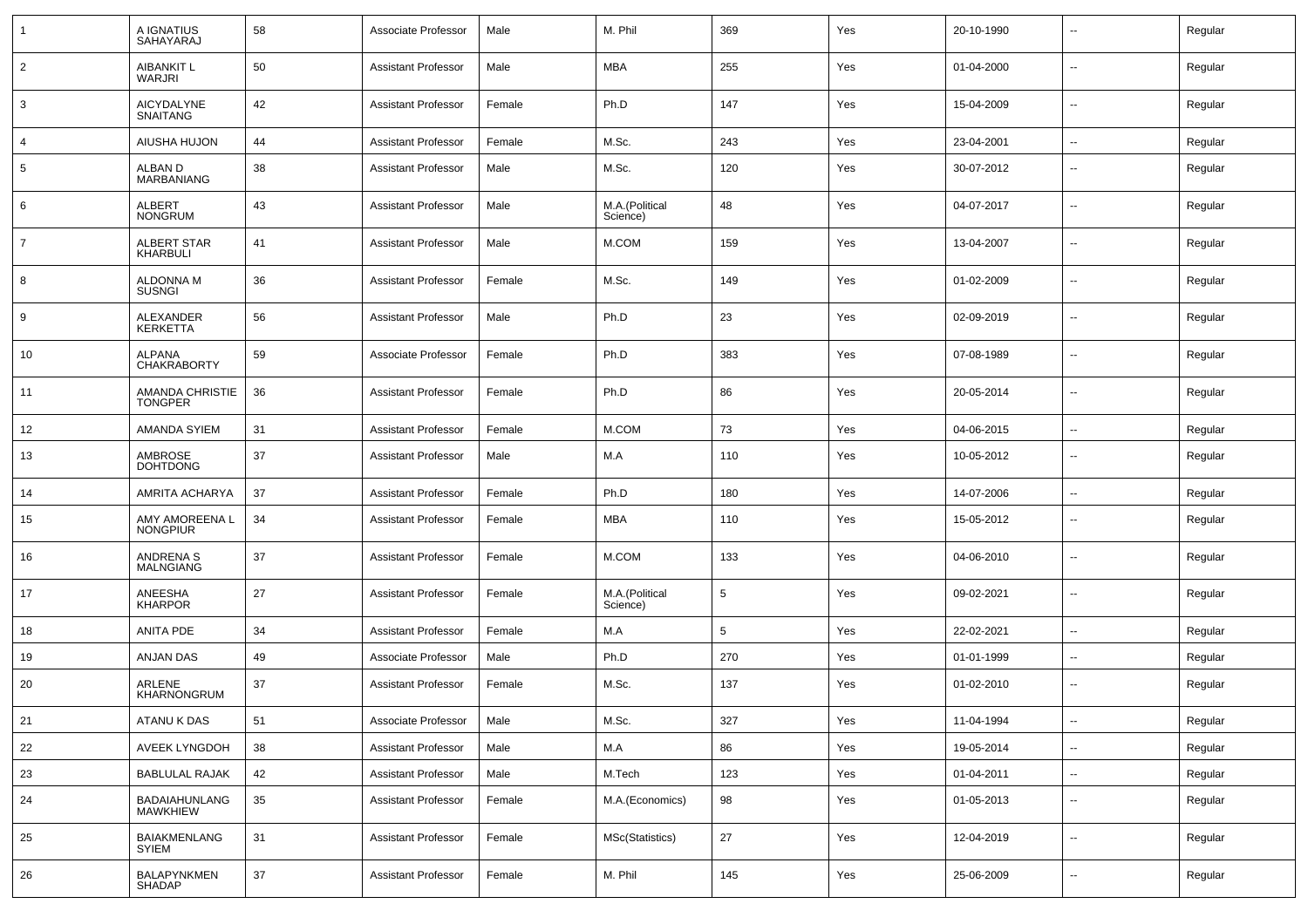| 1 | A IGNATIUS SAHAYARAJ | 58 | Associate Professor | Male | M. Phil | 369 | Yes | 20-10-1990 | -- | Regular |
|---|---|---|---|---|---|---|---|---|---|---|
| 2 | AIBANKIT L WARJRI | 50 | Assistant Professor | Male | MBA | 255 | Yes | 01-04-2000 | -- | Regular |
| 3 | AICYDALYNE SNAITANG | 42 | Assistant Professor | Female | Ph.D | 147 | Yes | 15-04-2009 | -- | Regular |
| 4 | AIUSHA HUJON | 44 | Assistant Professor | Female | M.Sc. | 243 | Yes | 23-04-2001 | -- | Regular |
| 5 | ALBAN D MARBANIANG | 38 | Assistant Professor | Male | M.Sc. | 120 | Yes | 30-07-2012 | -- | Regular |
| 6 | ALBERT NONGRUM | 43 | Assistant Professor | Male | M.A.(Political Science) | 48 | Yes | 04-07-2017 | -- | Regular |
| 7 | ALBERT STAR KHARBULI | 41 | Assistant Professor | Male | M.COM | 159 | Yes | 13-04-2007 | -- | Regular |
| 8 | ALDONNA M SUSNGI | 36 | Assistant Professor | Female | M.Sc. | 149 | Yes | 01-02-2009 | -- | Regular |
| 9 | ALEXANDER KERKETTA | 56 | Assistant Professor | Male | Ph.D | 23 | Yes | 02-09-2019 | -- | Regular |
| 10 | ALPANA CHAKRABORTY | 59 | Associate Professor | Female | Ph.D | 383 | Yes | 07-08-1989 | -- | Regular |
| 11 | AMANDA CHRISTIE TONGPER | 36 | Assistant Professor | Female | Ph.D | 86 | Yes | 20-05-2014 | -- | Regular |
| 12 | AMANDA SYIEM | 31 | Assistant Professor | Female | M.COM | 73 | Yes | 04-06-2015 | -- | Regular |
| 13 | AMBROSE DOHTDONG | 37 | Assistant Professor | Male | M.A | 110 | Yes | 10-05-2012 | -- | Regular |
| 14 | AMRITA ACHARYA | 37 | Assistant Professor | Female | Ph.D | 180 | Yes | 14-07-2006 | -- | Regular |
| 15 | AMY AMOREENA L NONGPIUR | 34 | Assistant Professor | Female | MBA | 110 | Yes | 15-05-2012 | -- | Regular |
| 16 | ANDRENA S MALNGIANG | 37 | Assistant Professor | Female | M.COM | 133 | Yes | 04-06-2010 | -- | Regular |
| 17 | ANEESHA KHARPOR | 27 | Assistant Professor | Female | M.A.(Political Science) | 5 | Yes | 09-02-2021 | -- | Regular |
| 18 | ANITA PDE | 34 | Assistant Professor | Female | M.A | 5 | Yes | 22-02-2021 | -- | Regular |
| 19 | ANJAN DAS | 49 | Associate Professor | Male | Ph.D | 270 | Yes | 01-01-1999 | -- | Regular |
| 20 | ARLENE KHARNONGRUM | 37 | Assistant Professor | Female | M.Sc. | 137 | Yes | 01-02-2010 | -- | Regular |
| 21 | ATANU K DAS | 51 | Associate Professor | Male | M.Sc. | 327 | Yes | 11-04-1994 | -- | Regular |
| 22 | AVEEK LYNGDOH | 38 | Assistant Professor | Male | M.A | 86 | Yes | 19-05-2014 | -- | Regular |
| 23 | BABLULAL RAJAK | 42 | Assistant Professor | Male | M.Tech | 123 | Yes | 01-04-2011 | -- | Regular |
| 24 | BADAIAHUNLANG MAWKHIEW | 35 | Assistant Professor | Female | M.A.(Economics) | 98 | Yes | 01-05-2013 | -- | Regular |
| 25 | BAIAKMENLANG SYIEM | 31 | Assistant Professor | Female | MSc(Statistics) | 27 | Yes | 12-04-2019 | -- | Regular |
| 26 | BALAPYNKMEN SHADAP | 37 | Assistant Professor | Female | M. Phil | 145 | Yes | 25-06-2009 | -- | Regular |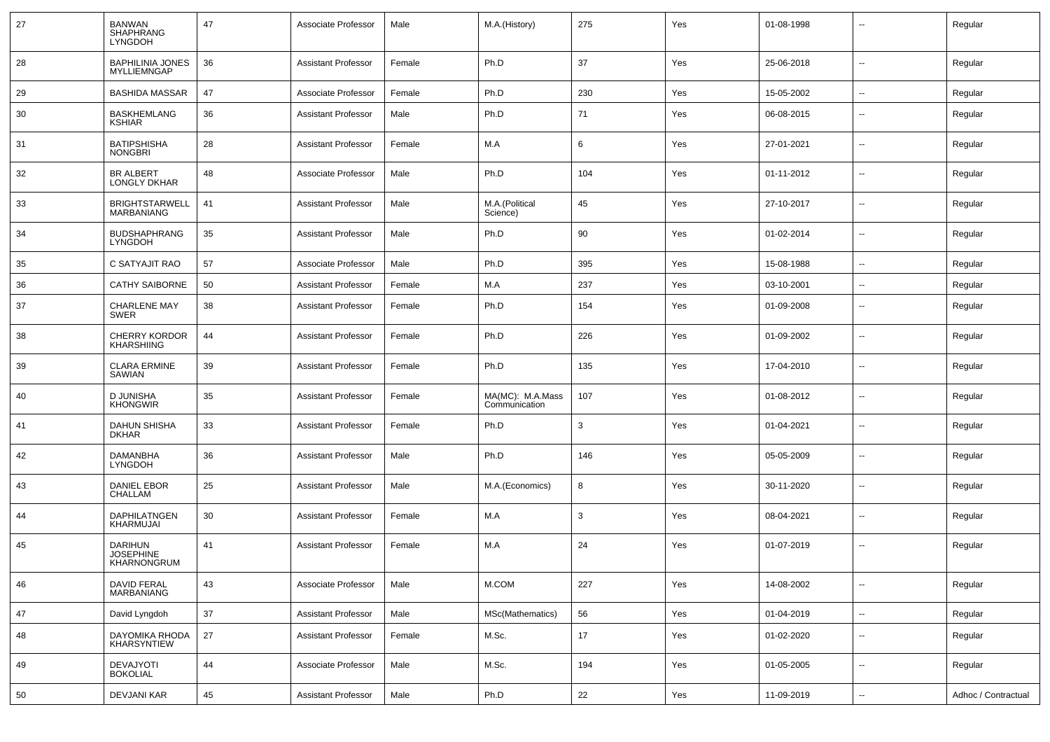| | | | | | | | | | | |
|---|---|---|---|---|---|---|---|---|---|---|
| 27 | BANWAN SHAPHRANG LYNGDOH | 47 | Associate Professor | Male | M.A.(History) | 275 | Yes | 01-08-1998 | -- | Regular |
| 28 | BAPHILINIA JONES MYLLIEMNGAP | 36 | Assistant Professor | Female | Ph.D | 37 | Yes | 25-06-2018 | -- | Regular |
| 29 | BASHIDA MASSAR | 47 | Associate Professor | Female | Ph.D | 230 | Yes | 15-05-2002 | -- | Regular |
| 30 | BASKHEMLANG KSHIAR | 36 | Assistant Professor | Male | Ph.D | 71 | Yes | 06-08-2015 | -- | Regular |
| 31 | BATIPSHISHA NONGBRI | 28 | Assistant Professor | Female | M.A | 6 | Yes | 27-01-2021 | -- | Regular |
| 32 | BR ALBERT LONGLY DKHAR | 48 | Associate Professor | Male | Ph.D | 104 | Yes | 01-11-2012 | -- | Regular |
| 33 | BRIGHTSTARWELL MARBANIANG | 41 | Assistant Professor | Male | M.A.(Political Science) | 45 | Yes | 27-10-2017 | -- | Regular |
| 34 | BUDSHAPHRANG LYNGDOH | 35 | Assistant Professor | Male | Ph.D | 90 | Yes | 01-02-2014 | -- | Regular |
| 35 | C SATYAJIT RAO | 57 | Associate Professor | Male | Ph.D | 395 | Yes | 15-08-1988 | -- | Regular |
| 36 | CATHY SAIBORNE | 50 | Assistant Professor | Female | M.A | 237 | Yes | 03-10-2001 | -- | Regular |
| 37 | CHARLENE MAY SWER | 38 | Assistant Professor | Female | Ph.D | 154 | Yes | 01-09-2008 | -- | Regular |
| 38 | CHERRY KORDOR KHARSHIING | 44 | Assistant Professor | Female | Ph.D | 226 | Yes | 01-09-2002 | -- | Regular |
| 39 | CLARA ERMINE SAWIAN | 39 | Assistant Professor | Female | Ph.D | 135 | Yes | 17-04-2010 | -- | Regular |
| 40 | D JUNISHA KHONGWIR | 35 | Assistant Professor | Female | MA(MC): M.A.Mass Communication | 107 | Yes | 01-08-2012 | -- | Regular |
| 41 | DAHUN SHISHA DKHAR | 33 | Assistant Professor | Female | Ph.D | 3 | Yes | 01-04-2021 | -- | Regular |
| 42 | DAMANBHA LYNGDOH | 36 | Assistant Professor | Male | Ph.D | 146 | Yes | 05-05-2009 | -- | Regular |
| 43 | DANIEL EBOR CHALLAM | 25 | Assistant Professor | Male | M.A.(Economics) | 8 | Yes | 30-11-2020 | -- | Regular |
| 44 | DAPHILATNGEN KHARMUJAI | 30 | Assistant Professor | Female | M.A | 3 | Yes | 08-04-2021 | -- | Regular |
| 45 | DARIHUN JOSEPHINE KHARNONGRUM | 41 | Assistant Professor | Female | M.A | 24 | Yes | 01-07-2019 | -- | Regular |
| 46 | DAVID FERAL MARBANIANG | 43 | Associate Professor | Male | M.COM | 227 | Yes | 14-08-2002 | -- | Regular |
| 47 | David Lyngdoh | 37 | Assistant Professor | Male | MSc(Mathematics) | 56 | Yes | 01-04-2019 | -- | Regular |
| 48 | DAYOMIKA RHODA KHARSYNTIEW | 27 | Assistant Professor | Female | M.Sc. | 17 | Yes | 01-02-2020 | -- | Regular |
| 49 | DEVAJYOTI BOKOLIAL | 44 | Associate Professor | Male | M.Sc. | 194 | Yes | 01-05-2005 | -- | Regular |
| 50 | DEVJANI KAR | 45 | Assistant Professor | Male | Ph.D | 22 | Yes | 11-09-2019 | -- | Adhoc / Contractual |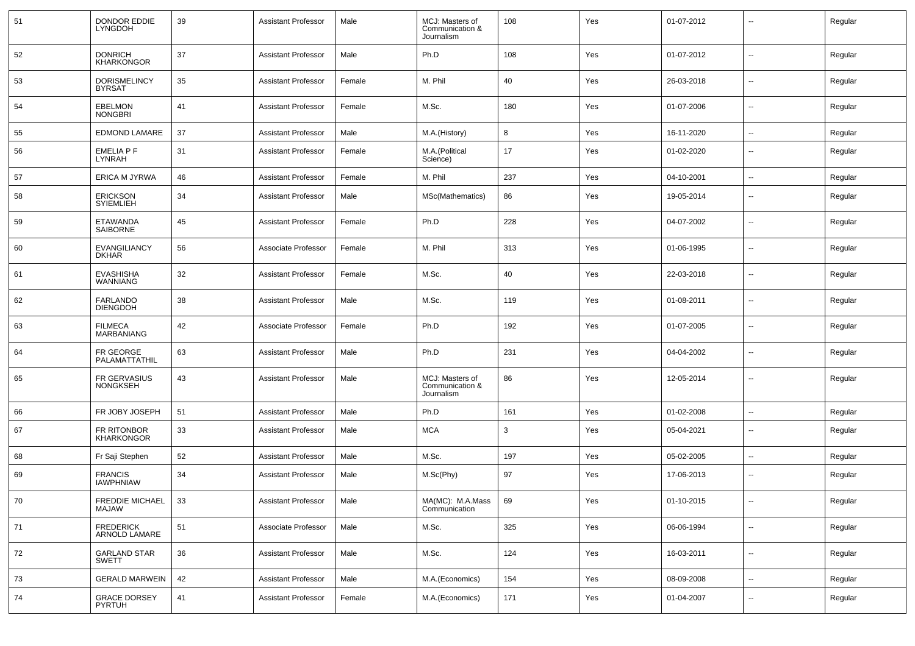| 51 | DONDOR EDDIE LYNGDOH | 39 | Assistant Professor | Male | MCJ: Masters of Communication & Journalism | 108 | Yes | 01-07-2012 | -- | Regular |
|---|---|---|---|---|---|---|---|---|---|---|
| 52 | DONRICH KHARKONGOR | 37 | Assistant Professor | Male | Ph.D | 108 | Yes | 01-07-2012 | -- | Regular |
| 53 | DORISMELINCY BYRSAT | 35 | Assistant Professor | Female | M. Phil | 40 | Yes | 26-03-2018 | -- | Regular |
| 54 | EBELMON NONGBRI | 41 | Assistant Professor | Female | M.Sc. | 180 | Yes | 01-07-2006 | -- | Regular |
| 55 | EDMOND LAMARE | 37 | Assistant Professor | Male | M.A.(History) | 8 | Yes | 16-11-2020 | -- | Regular |
| 56 | EMELIA P F LYNRAH | 31 | Assistant Professor | Female | M.A.(Political Science) | 17 | Yes | 01-02-2020 | -- | Regular |
| 57 | ERICA M JYRWA | 46 | Assistant Professor | Female | M. Phil | 237 | Yes | 04-10-2001 | -- | Regular |
| 58 | ERICKSON SYIEMLIEH | 34 | Assistant Professor | Male | MSc(Mathematics) | 86 | Yes | 19-05-2014 | -- | Regular |
| 59 | ETAWANDA SAIBORNE | 45 | Assistant Professor | Female | Ph.D | 228 | Yes | 04-07-2002 | -- | Regular |
| 60 | EVANGILIANCY DKHAR | 56 | Associate Professor | Female | M. Phil | 313 | Yes | 01-06-1995 | -- | Regular |
| 61 | EVASHISHA WANNIANG | 32 | Assistant Professor | Female | M.Sc. | 40 | Yes | 22-03-2018 | -- | Regular |
| 62 | FARLANDO DIENGDOH | 38 | Assistant Professor | Male | M.Sc. | 119 | Yes | 01-08-2011 | -- | Regular |
| 63 | FILMECA MARBANIANG | 42 | Associate Professor | Female | Ph.D | 192 | Yes | 01-07-2005 | -- | Regular |
| 64 | FR GEORGE PALAMATTATHIL | 63 | Assistant Professor | Male | Ph.D | 231 | Yes | 04-04-2002 | -- | Regular |
| 65 | FR GERVASIUS NONGKSEH | 43 | Assistant Professor | Male | MCJ: Masters of Communication & Journalism | 86 | Yes | 12-05-2014 | -- | Regular |
| 66 | FR JOBY JOSEPH | 51 | Assistant Professor | Male | Ph.D | 161 | Yes | 01-02-2008 | -- | Regular |
| 67 | FR RITONBOR KHARKONGOR | 33 | Assistant Professor | Male | MCA | 3 | Yes | 05-04-2021 | -- | Regular |
| 68 | Fr Saji Stephen | 52 | Assistant Professor | Male | M.Sc. | 197 | Yes | 05-02-2005 | -- | Regular |
| 69 | FRANCIS IAWPHNIAW | 34 | Assistant Professor | Male | M.Sc(Phy) | 97 | Yes | 17-06-2013 | -- | Regular |
| 70 | FREDDIE MICHAEL MAJAW | 33 | Assistant Professor | Male | MA(MC): M.A.Mass Communication | 69 | Yes | 01-10-2015 | -- | Regular |
| 71 | FREDERICK ARNOLD LAMARE | 51 | Associate Professor | Male | M.Sc. | 325 | Yes | 06-06-1994 | -- | Regular |
| 72 | GARLAND STAR SWETT | 36 | Assistant Professor | Male | M.Sc. | 124 | Yes | 16-03-2011 | -- | Regular |
| 73 | GERALD MARWEIN | 42 | Assistant Professor | Male | M.A.(Economics) | 154 | Yes | 08-09-2008 | -- | Regular |
| 74 | GRACE DORSEY PYRTUH | 41 | Assistant Professor | Female | M.A.(Economics) | 171 | Yes | 01-04-2007 | -- | Regular |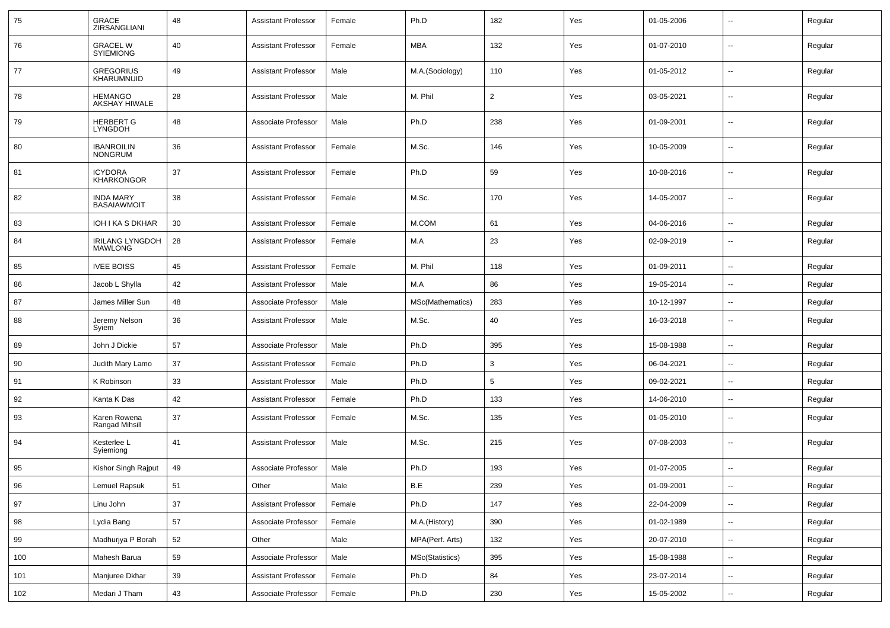| 75 | GRACE ZIRSANGLIANI | 48 | Assistant Professor | Female | Ph.D | 182 | Yes | 01-05-2006 | -- | Regular |
|---|---|---|---|---|---|---|---|---|---|---|
| 76 | GRACEL W SYIEMIONG | 40 | Assistant Professor | Female | MBA | 132 | Yes | 01-07-2010 | -- | Regular |
| 77 | GREGORIUS KHARUMNUID | 49 | Assistant Professor | Male | M.A.(Sociology) | 110 | Yes | 01-05-2012 | -- | Regular |
| 78 | HEMANGO AKSHAY HIWALE | 28 | Assistant Professor | Male | M. Phil | 2 | Yes | 03-05-2021 | -- | Regular |
| 79 | HERBERT G LYNGDOH | 48 | Associate Professor | Male | Ph.D | 238 | Yes | 01-09-2001 | -- | Regular |
| 80 | IBANROILIN NONGRUM | 36 | Assistant Professor | Female | M.Sc. | 146 | Yes | 10-05-2009 | -- | Regular |
| 81 | ICYDORA KHARKONGOR | 37 | Assistant Professor | Female | Ph.D | 59 | Yes | 10-08-2016 | -- | Regular |
| 82 | INDA MARY BASAIAWMOIT | 38 | Assistant Professor | Female | M.Sc. | 170 | Yes | 14-05-2007 | -- | Regular |
| 83 | IOH I KA S DKHAR | 30 | Assistant Professor | Female | M.COM | 61 | Yes | 04-06-2016 | -- | Regular |
| 84 | IRILANG LYNGDOH MAWLONG | 28 | Assistant Professor | Female | M.A | 23 | Yes | 02-09-2019 | -- | Regular |
| 85 | IVEE BOISS | 45 | Assistant Professor | Female | M. Phil | 118 | Yes | 01-09-2011 | -- | Regular |
| 86 | Jacob L Shylla | 42 | Assistant Professor | Male | M.A | 86 | Yes | 19-05-2014 | -- | Regular |
| 87 | James Miller Sun | 48 | Associate Professor | Male | MSc(Mathematics) | 283 | Yes | 10-12-1997 | -- | Regular |
| 88 | Jeremy Nelson Syiem | 36 | Assistant Professor | Male | M.Sc. | 40 | Yes | 16-03-2018 | -- | Regular |
| 89 | John J Dickie | 57 | Associate Professor | Male | Ph.D | 395 | Yes | 15-08-1988 | -- | Regular |
| 90 | Judith Mary Lamo | 37 | Assistant Professor | Female | Ph.D | 3 | Yes | 06-04-2021 | -- | Regular |
| 91 | K Robinson | 33 | Assistant Professor | Male | Ph.D | 5 | Yes | 09-02-2021 | -- | Regular |
| 92 | Kanta K Das | 42 | Assistant Professor | Female | Ph.D | 133 | Yes | 14-06-2010 | -- | Regular |
| 93 | Karen Rowena Rangad Mihsill | 37 | Assistant Professor | Female | M.Sc. | 135 | Yes | 01-05-2010 | -- | Regular |
| 94 | Kesterlee L Syiemiong | 41 | Assistant Professor | Male | M.Sc. | 215 | Yes | 07-08-2003 | -- | Regular |
| 95 | Kishor Singh Rajput | 49 | Associate Professor | Male | Ph.D | 193 | Yes | 01-07-2005 | -- | Regular |
| 96 | Lemuel Rapsuk | 51 | Other | Male | B.E | 239 | Yes | 01-09-2001 | -- | Regular |
| 97 | Linu John | 37 | Assistant Professor | Female | Ph.D | 147 | Yes | 22-04-2009 | -- | Regular |
| 98 | Lydia Bang | 57 | Associate Professor | Female | M.A.(History) | 390 | Yes | 01-02-1989 | -- | Regular |
| 99 | Madhurjya P Borah | 52 | Other | Male | MPA(Perf. Arts) | 132 | Yes | 20-07-2010 | -- | Regular |
| 100 | Mahesh Barua | 59 | Associate Professor | Male | MSc(Statistics) | 395 | Yes | 15-08-1988 | -- | Regular |
| 101 | Manjuree Dkhar | 39 | Assistant Professor | Female | Ph.D | 84 | Yes | 23-07-2014 | -- | Regular |
| 102 | Medari J Tham | 43 | Associate Professor | Female | Ph.D | 230 | Yes | 15-05-2002 | -- | Regular |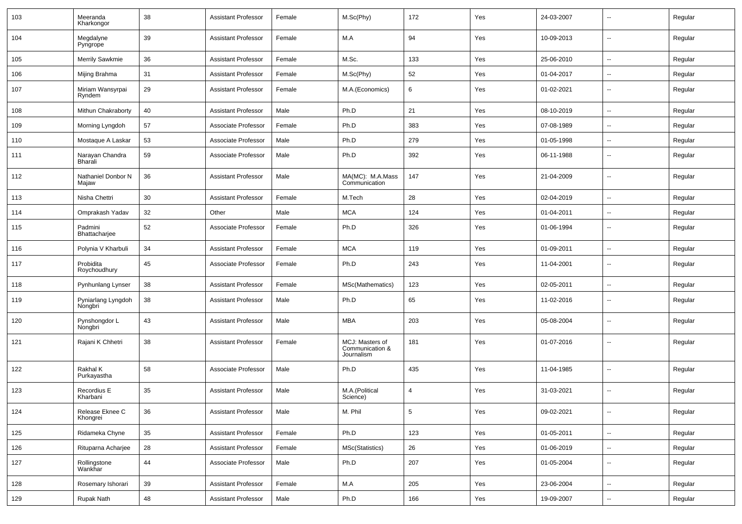| 103 | Meeranda Kharkongor | 38 | Assistant Professor | Female | M.Sc(Phy) | 172 | Yes | 24-03-2007 | -- | Regular |
|---|---|---|---|---|---|---|---|---|---|---|
| 104 | Megdalyne Pyngrope | 39 | Assistant Professor | Female | M.A | 94 | Yes | 10-09-2013 | -- | Regular |
| 105 | Merrily Sawkmie | 36 | Assistant Professor | Female | M.Sc. | 133 | Yes | 25-06-2010 | -- | Regular |
| 106 | Mijing Brahma | 31 | Assistant Professor | Female | M.Sc(Phy) | 52 | Yes | 01-04-2017 | -- | Regular |
| 107 | Miriam Wansyrpai Ryndem | 29 | Assistant Professor | Female | M.A.(Economics) | 6 | Yes | 01-02-2021 | -- | Regular |
| 108 | Mithun Chakraborty | 40 | Assistant Professor | Male | Ph.D | 21 | Yes | 08-10-2019 | -- | Regular |
| 109 | Morning Lyngdoh | 57 | Associate Professor | Female | Ph.D | 383 | Yes | 07-08-1989 | -- | Regular |
| 110 | Mostaque A Laskar | 53 | Associate Professor | Male | Ph.D | 279 | Yes | 01-05-1998 | -- | Regular |
| 111 | Narayan Chandra Bharali | 59 | Associate Professor | Male | Ph.D | 392 | Yes | 06-11-1988 | -- | Regular |
| 112 | Nathaniel Donbor N Majaw | 36 | Assistant Professor | Male | MA(MC): M.A.Mass Communication | 147 | Yes | 21-04-2009 | -- | Regular |
| 113 | Nisha Chettri | 30 | Assistant Professor | Female | M.Tech | 28 | Yes | 02-04-2019 | -- | Regular |
| 114 | Omprakash Yadav | 32 | Other | Male | MCA | 124 | Yes | 01-04-2011 | -- | Regular |
| 115 | Padmini Bhattacharjee | 52 | Associate Professor | Female | Ph.D | 326 | Yes | 01-06-1994 | -- | Regular |
| 116 | Polynia V Kharbuli | 34 | Assistant Professor | Female | MCA | 119 | Yes | 01-09-2011 | -- | Regular |
| 117 | Probidita Roychoudhury | 45 | Associate Professor | Female | Ph.D | 243 | Yes | 11-04-2001 | -- | Regular |
| 118 | Pynhunlang Lynser | 38 | Assistant Professor | Female | MSc(Mathematics) | 123 | Yes | 02-05-2011 | -- | Regular |
| 119 | Pyniarlang Lyngdoh Nongbri | 38 | Assistant Professor | Male | Ph.D | 65 | Yes | 11-02-2016 | -- | Regular |
| 120 | Pynshongdor L Nongbri | 43 | Assistant Professor | Male | MBA | 203 | Yes | 05-08-2004 | -- | Regular |
| 121 | Rajani K Chhetri | 38 | Assistant Professor | Female | MCJ: Masters of Communication & Journalism | 181 | Yes | 01-07-2016 | -- | Regular |
| 122 | Rakhal K Purkayastha | 58 | Associate Professor | Male | Ph.D | 435 | Yes | 11-04-1985 | -- | Regular |
| 123 | Recordius E Kharbani | 35 | Assistant Professor | Male | M.A.(Political Science) | 4 | Yes | 31-03-2021 | -- | Regular |
| 124 | Release Eknee C Khongrei | 36 | Assistant Professor | Male | M. Phil | 5 | Yes | 09-02-2021 | -- | Regular |
| 125 | Ridameka Chyne | 35 | Assistant Professor | Female | Ph.D | 123 | Yes | 01-05-2011 | -- | Regular |
| 126 | Rituparna Acharjee | 28 | Assistant Professor | Female | MSc(Statistics) | 26 | Yes | 01-06-2019 | -- | Regular |
| 127 | Rollingstone Wankhar | 44 | Associate Professor | Male | Ph.D | 207 | Yes | 01-05-2004 | -- | Regular |
| 128 | Rosemary Ishorari | 39 | Assistant Professor | Female | M.A | 205 | Yes | 23-06-2004 | -- | Regular |
| 129 | Rupak Nath | 48 | Assistant Professor | Male | Ph.D | 166 | Yes | 19-09-2007 | -- | Regular |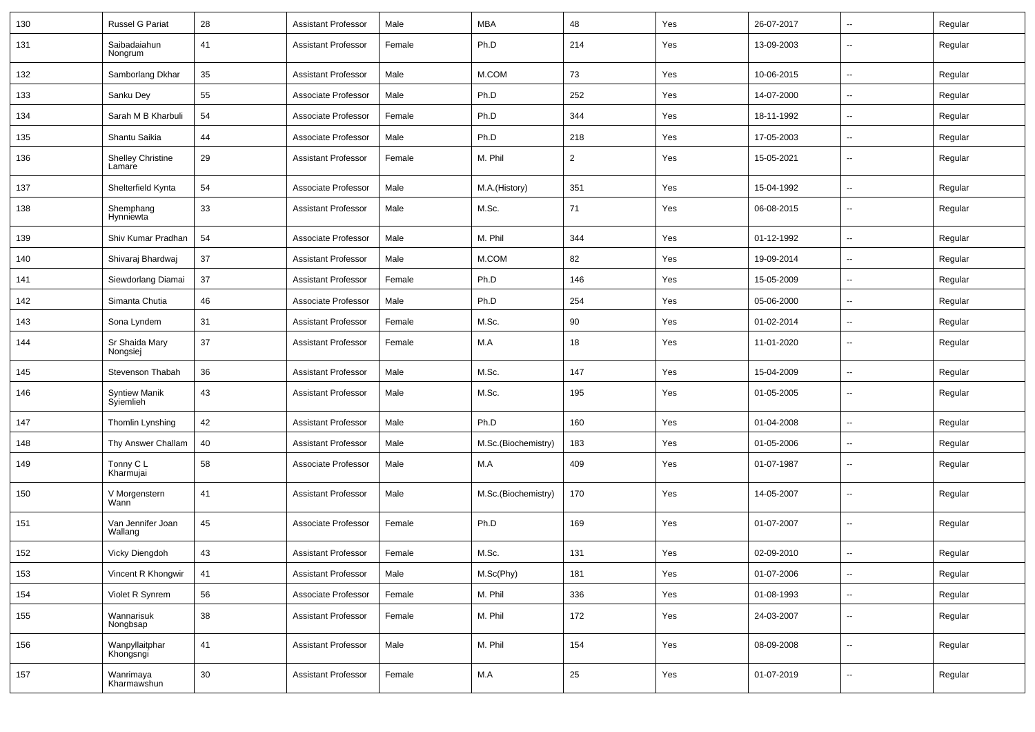| 130 | Russel G Pariat | 28 | Assistant Professor | Male | MBA | 48 | Yes | 26-07-2017 | -- | Regular |
|---|---|---|---|---|---|---|---|---|---|---|
| 131 | Saibadaiahun Nongrum | 41 | Assistant Professor | Female | Ph.D | 214 | Yes | 13-09-2003 | -- | Regular |
| 132 | Samborlang Dkhar | 35 | Assistant Professor | Male | M.COM | 73 | Yes | 10-06-2015 | -- | Regular |
| 133 | Sanku Dey | 55 | Associate Professor | Male | Ph.D | 252 | Yes | 14-07-2000 | -- | Regular |
| 134 | Sarah M B Kharbuli | 54 | Associate Professor | Female | Ph.D | 344 | Yes | 18-11-1992 | -- | Regular |
| 135 | Shantu Saikia | 44 | Associate Professor | Male | Ph.D | 218 | Yes | 17-05-2003 | -- | Regular |
| 136 | Shelley Christine Lamare | 29 | Assistant Professor | Female | M. Phil | 2 | Yes | 15-05-2021 | -- | Regular |
| 137 | Shelterfield Kynta | 54 | Associate Professor | Male | M.A.(History) | 351 | Yes | 15-04-1992 | -- | Regular |
| 138 | Shemphang Hynniewta | 33 | Assistant Professor | Male | M.Sc. | 71 | Yes | 06-08-2015 | -- | Regular |
| 139 | Shiv Kumar Pradhan | 54 | Associate Professor | Male | M. Phil | 344 | Yes | 01-12-1992 | -- | Regular |
| 140 | Shivaraj Bhardwaj | 37 | Assistant Professor | Male | M.COM | 82 | Yes | 19-09-2014 | -- | Regular |
| 141 | Siewdorlang Diamai | 37 | Assistant Professor | Female | Ph.D | 146 | Yes | 15-05-2009 | -- | Regular |
| 142 | Simanta Chutia | 46 | Associate Professor | Male | Ph.D | 254 | Yes | 05-06-2000 | -- | Regular |
| 143 | Sona Lyndem | 31 | Assistant Professor | Female | M.Sc. | 90 | Yes | 01-02-2014 | -- | Regular |
| 144 | Sr Shaida Mary Nongsiej | 37 | Assistant Professor | Female | M.A | 18 | Yes | 11-01-2020 | -- | Regular |
| 145 | Stevenson Thabah | 36 | Assistant Professor | Male | M.Sc. | 147 | Yes | 15-04-2009 | -- | Regular |
| 146 | Syntiew Manik Syiemlieh | 43 | Assistant Professor | Male | M.Sc. | 195 | Yes | 01-05-2005 | -- | Regular |
| 147 | Thomlin Lynshing | 42 | Assistant Professor | Male | Ph.D | 160 | Yes | 01-04-2008 | -- | Regular |
| 148 | Thy Answer Challam | 40 | Assistant Professor | Male | M.Sc.(Biochemistry) | 183 | Yes | 01-05-2006 | -- | Regular |
| 149 | Tonny C L Kharmujai | 58 | Associate Professor | Male | M.A | 409 | Yes | 01-07-1987 | -- | Regular |
| 150 | V Morgenstern Wann | 41 | Assistant Professor | Male | M.Sc.(Biochemistry) | 170 | Yes | 14-05-2007 | -- | Regular |
| 151 | Van Jennifer Joan Wallang | 45 | Associate Professor | Female | Ph.D | 169 | Yes | 01-07-2007 | -- | Regular |
| 152 | Vicky Diengdoh | 43 | Assistant Professor | Female | M.Sc. | 131 | Yes | 02-09-2010 | -- | Regular |
| 153 | Vincent R Khongwir | 41 | Assistant Professor | Male | M.Sc(Phy) | 181 | Yes | 01-07-2006 | -- | Regular |
| 154 | Violet R Synrem | 56 | Associate Professor | Female | M. Phil | 336 | Yes | 01-08-1993 | -- | Regular |
| 155 | Wannarisuk Nongbsap | 38 | Assistant Professor | Female | M. Phil | 172 | Yes | 24-03-2007 | -- | Regular |
| 156 | Wanpyllaitphar Khongsngi | 41 | Assistant Professor | Male | M. Phil | 154 | Yes | 08-09-2008 | -- | Regular |
| 157 | Wanrimaya Kharmawshun | 30 | Assistant Professor | Female | M.A | 25 | Yes | 01-07-2019 | -- | Regular |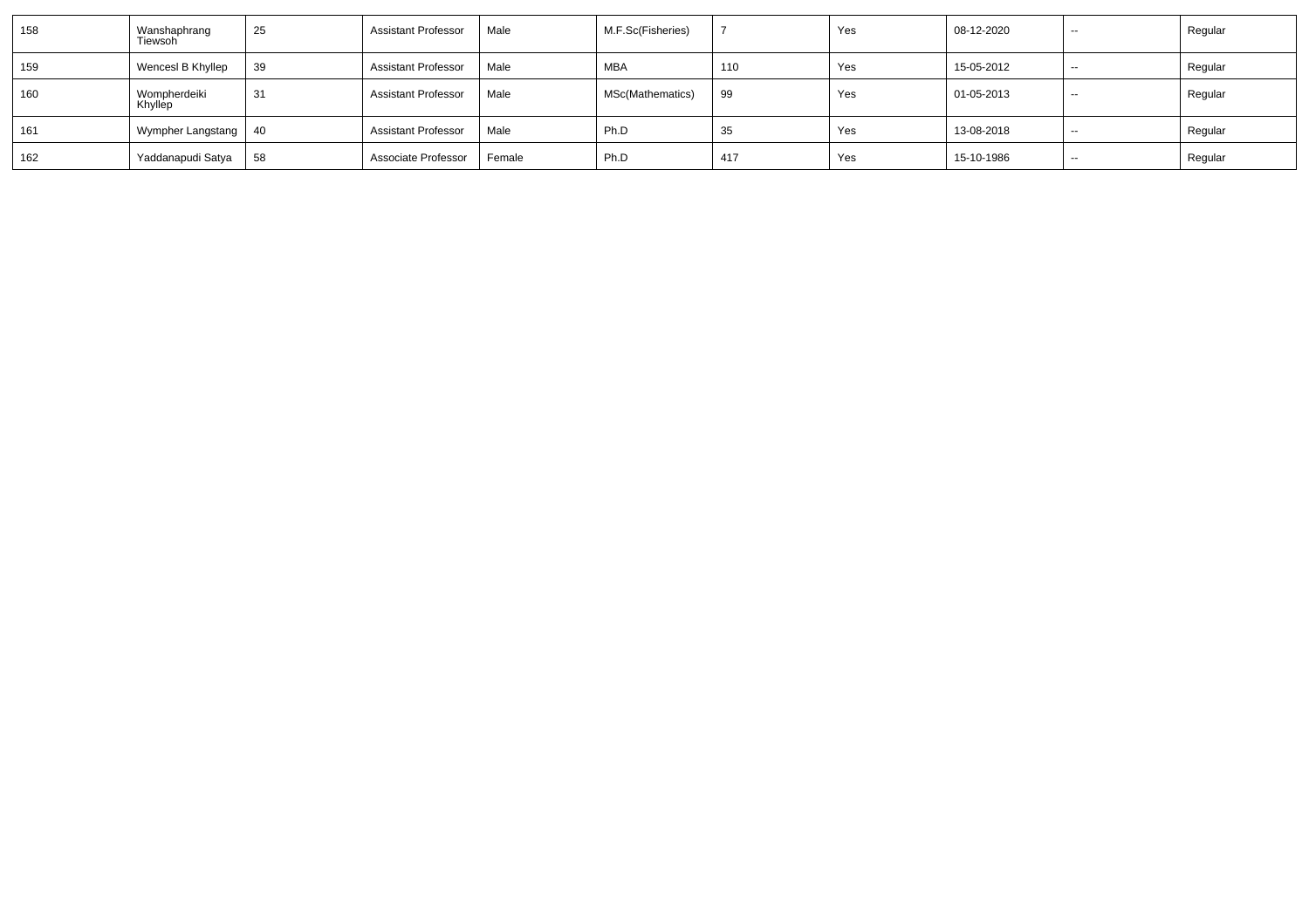| | | | | | | | | | | |
|---|---|---|---|---|---|---|---|---|---|---|
| 158 | Wanshaphrang Tiewsoh | 25 | Assistant Professor | Male | M.F.Sc(Fisheries) | 7 | Yes | 08-12-2020 | -- | Regular |
| 159 | Wencesl B Khyllep | 39 | Assistant Professor | Male | MBA | 110 | Yes | 15-05-2012 | -- | Regular |
| 160 | Wompherdeiki Khyllep | 31 | Assistant Professor | Male | MSc(Mathematics) | 99 | Yes | 01-05-2013 | -- | Regular |
| 161 | Wympher Langstang | 40 | Assistant Professor | Male | Ph.D | 35 | Yes | 13-08-2018 | -- | Regular |
| 162 | Yaddanapudi Satya | 58 | Associate Professor | Female | Ph.D | 417 | Yes | 15-10-1986 | -- | Regular |